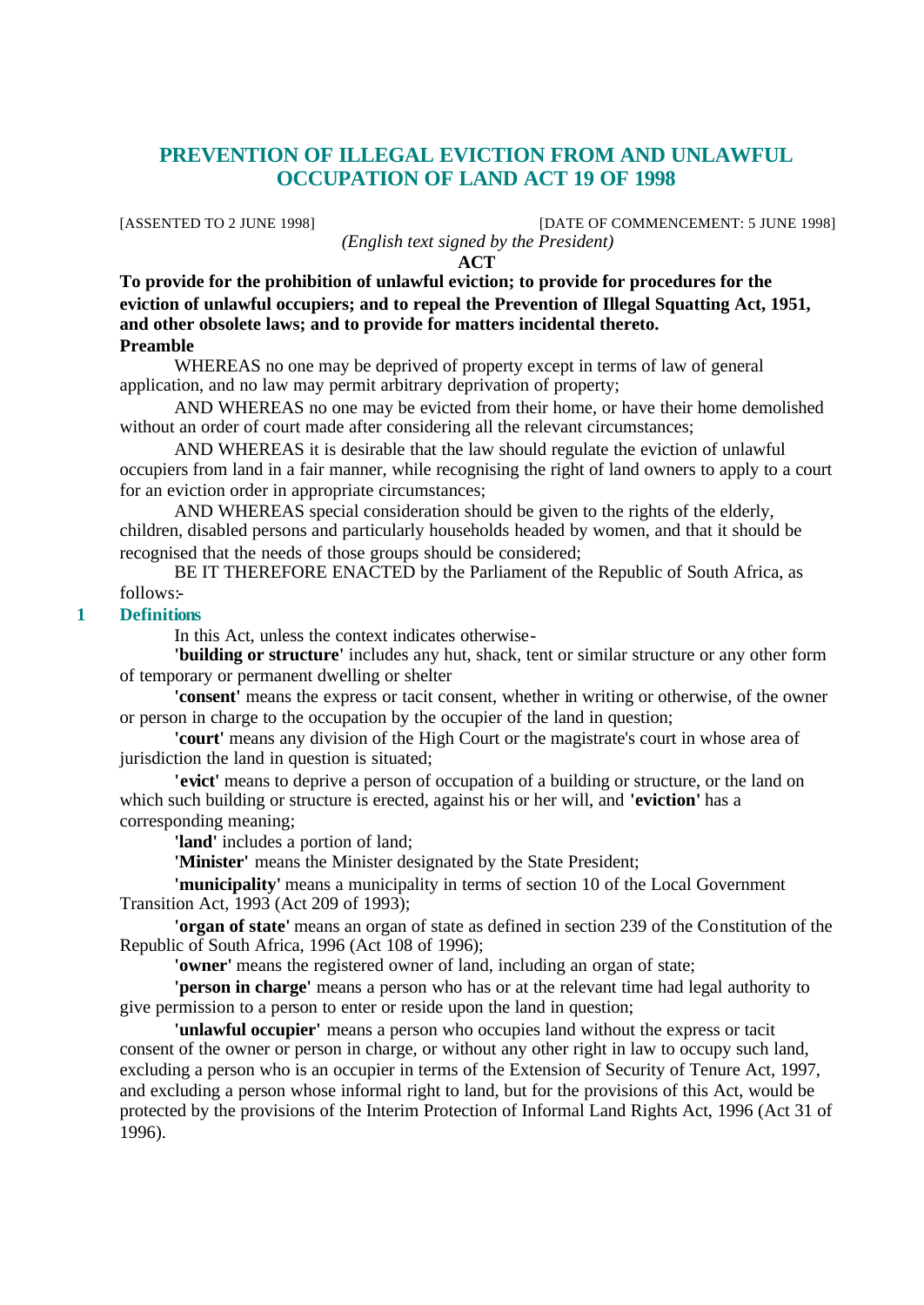# PREVENTION OF ILLEGAL EVICTION FROM AND UNLAWFUL OCCUPATION OF LAND ACT 19 OF 1998

[ASSENTED TO 2 JUNE 1998] [DATE OF COMMENCEMENT: 5 JUNE 1998]

*(English text signed by the President)*

**ACT**

**To provide for the prohibition of unlawful eviction; to provide for procedures for the eviction of unlawful occupiers; and to repeal the Prevention of Illegal Squatting Act, 1951, and other obsolete laws; and to provide for matters incidental thereto.**

**Preamble**

WHEREAS no one may be deprived of property except in terms of law of general application, and no law may permit arbitrary deprivation of property;

AND WHEREAS no one may be evicted from their home, or have their home demolished without an order of court made after considering all the relevant circumstances;

AND WHEREAS it is desirable that the law should regulate the eviction of unlawful occupiers from land in a fair manner, while recognising the right of land owners to apply to a court for an eviction order in appropriate circumstances;

AND WHEREAS special consideration should be given to the rights of the elderly, children, disabled persons and particularly households headed by women, and that it should be recognised that the needs of those groups should be considered;

BE IT THEREFORE ENACTED by the Parliament of the Republic of South Africa, as follows:-

## 1 Definitions

In this Act, unless the context indicates otherwise-

**'building or structure'** includes any hut, shack, tent or similar structure or any other form of temporary or permanent dwelling or shelter

**'consent'** means the express or tacit consent, whether in writing or otherwise, of the owner or person in charge to the occupation by the occupier of the land in question;

**'court'** means any division of the High Court or the magistrate's court in whose area of jurisdiction the land in question is situated;

**'evict'** means to deprive a person of occupation of a building or structure, or the land on which such building or structure is erected, against his or her will, and **'eviction'** has a corresponding meaning;

**'land'** includes a portion of land;

**'Minister'** means the Minister designated by the State President;

**'municipality'** means a municipality in terms of section 10 of the Local Government Transition Act, 1993 (Act 209 of 1993);

**'organ of state'** means an organ of state as defined in section 239 of the Constitution of the Republic of South Africa, 1996 (Act 108 of 1996);

**'owner'** means the registered owner of land, including an organ of state;

**'person in charge'** means a person who has or at the relevant time had legal authority to give permission to a person to enter or reside upon the land in question;

**'unlawful occupier'** means a person who occupies land without the express or tacit consent of the owner or person in charge, or without any other right in law to occupy such land, excluding a person who is an occupier in terms of the Extension of Security of Tenure Act, 1997, and excluding a person whose informal right to land, but for the provisions of this Act, would be protected by the provisions of the Interim Protection of Informal Land Rights Act, 1996 (Act 31 of 1996).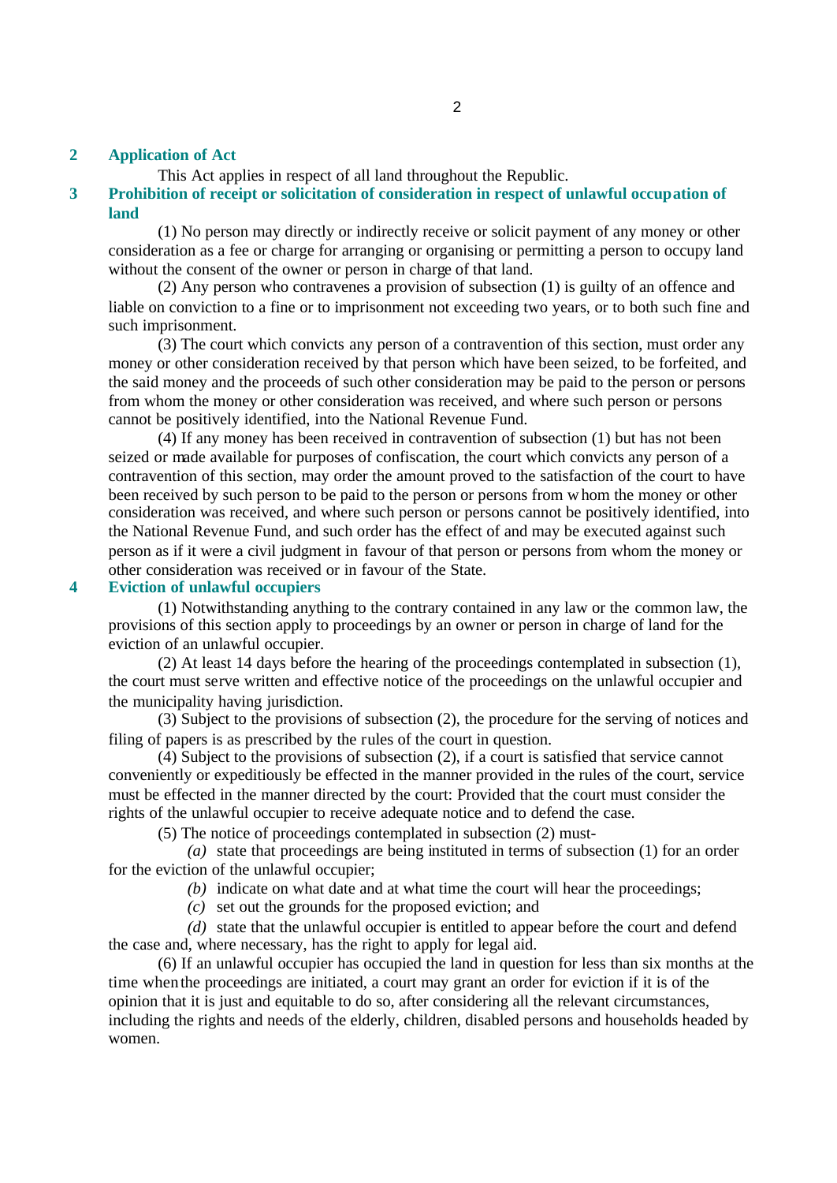## 2 Application of Act

This Act applies in respect of all land throughout the Republic.

## 3 Prohibition of receipt or solicitation of consideration in respect of unlawful occupation of land

(1) No person may directly or indirectly receive or solicit payment of any money or other consideration as a fee or charge for arranging or organising or permitting a person to occupy land without the consent of the owner or person in charge of that land.

(2) Any person who contravenes a provision of subsection (1) is guilty of an offence and liable on conviction to a fine or to imprisonment not exceeding two years, or to both such fine and such imprisonment.

(3) The court which convicts any person of a contravention of this section, must order any money or other consideration received by that person which have been seized, to be forfeited, and the said money and the proceeds of such other consideration may be paid to the person or persons from whom the money or other consideration was received, and where such person or persons cannot be positively identified, into the National Revenue Fund.

(4) If any money has been received in contravention of subsection (1) but has not been seized or made available for purposes of confiscation, the court which convicts any person of a contravention of this section, may order the amount proved to the satisfaction of the court to have been received by such person to be paid to the person or persons from whom the money or other consideration was received, and where such person or persons cannot be positively identified, into the National Revenue Fund, and such order has the effect of and may be executed against such person as if it were a civil judgment in favour of that person or persons from whom the money or other consideration was received or in favour of the State.

## 4 Eviction of unlawful occupiers

(1) Notwithstanding anything to the contrary contained in any law or the common law, the provisions of this section apply to proceedings by an owner or person in charge of land for the eviction of an unlawful occupier.

(2) At least 14 days before the hearing of the proceedings contemplated in subsection (1), the court must serve written and effective notice of the proceedings on the unlawful occupier and the municipality having jurisdiction.

(3) Subject to the provisions of subsection (2), the procedure for the serving of notices and filing of papers is as prescribed by the rules of the court in question.

(4) Subject to the provisions of subsection (2), if a court is satisfied that service cannot conveniently or expeditiously be effected in the manner provided in the rules of the court, service must be effected in the manner directed by the court: Provided that the court must consider the rights of the unlawful occupier to receive adequate notice and to defend the case.

(5) The notice of proceedings contemplated in subsection (2) must-

*(a)* state that proceedings are being instituted in terms of subsection (1) for an order for the eviction of the unlawful occupier;

*(b)* indicate on what date and at what time the court will hear the proceedings;

*(c)* set out the grounds for the proposed eviction; and

*(d)* state that the unlawful occupier is entitled to appear before the court and defend the case and, where necessary, has the right to apply for legal aid.

(6) If an unlawful occupier has occupied the land in question for less than six months at the time when the proceedings are initiated, a court may grant an order for eviction if it is of the opinion that it is just and equitable to do so, after considering all the relevant circumstances, including the rights and needs of the elderly, children, disabled persons and households headed by women.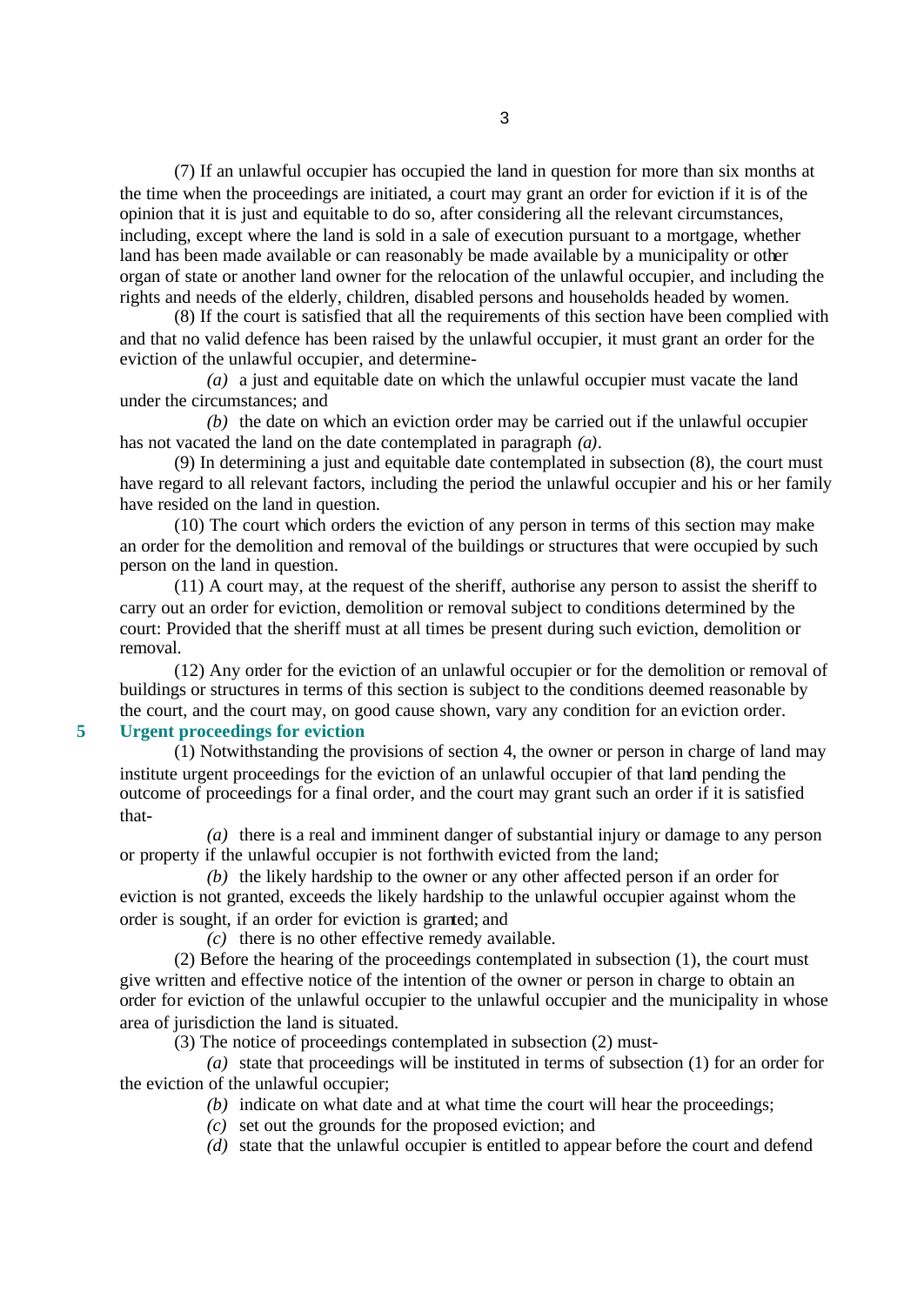(7) If an unlawful occupier has occupied the land in question for more than six months at the time when the proceedings are initiated, a court may grant an order for eviction if it is of the opinion that it is just and equitable to do so, after considering all the relevant circumstances, including, except where the land is sold in a sale of execution pursuant to a mortgage, whether land has been made available or can reasonably be made available by a municipality or other organ of state or another land owner for the relocation of the unlawful occupier, and including the rights and needs of the elderly, children, disabled persons and households headed by women.

(8) If the court is satisfied that all the requirements of this section have been complied with and that no valid defence has been raised by the unlawful occupier, it must grant an order for the eviction of the unlawful occupier, and determine-

*(a)* a just and equitable date on which the unlawful occupier must vacate the land under the circumstances; and

*(b)* the date on which an eviction order may be carried out if the unlawful occupier has not vacated the land on the date contemplated in paragraph *(a)*.

(9) In determining a just and equitable date contemplated in subsection (8), the court must have regard to all relevant factors, including the period the unlawful occupier and his or her family have resided on the land in question.

(10) The court which orders the eviction of any person in terms of this section may make an order for the demolition and removal of the buildings or structures that were occupied by such person on the land in question.

(11) A court may, at the request of the sheriff, authorise any person to assist the sheriff to carry out an order for eviction, demolition or removal subject to conditions determined by the court: Provided that the sheriff must at all times be present during such eviction, demolition or removal.

(12) Any order for the eviction of an unlawful occupier or for the demolition or removal of buildings or structures in terms of this section is subject to the conditions deemed reasonable by the court, and the court may, on good cause shown, vary any condition for an eviction order.

## 5 Urgent proceedings for eviction

(1) Notwithstanding the provisions of section 4, the owner or person in charge of land may institute urgent proceedings for the eviction of an unlawful occupier of that land pending the outcome of proceedings for a final order, and the court may grant such an order if it is satisfied that-

*(a)* there is a real and imminent danger of substantial injury or damage to any person or property if the unlawful occupier is not forthwith evicted from the land;

*(b)* the likely hardship to the owner or any other affected person if an order for eviction is not granted, exceeds the likely hardship to the unlawful occupier against whom the order is sought, if an order for eviction is granted; and

*(c)* there is no other effective remedy available.

(2) Before the hearing of the proceedings contemplated in subsection (1), the court must give written and effective notice of the intention of the owner or person in charge to obtain an order for eviction of the unlawful occupier to the unlawful occupier and the municipality in whose area of jurisdiction the land is situated.

(3) The notice of proceedings contemplated in subsection (2) must-

*(a)* state that proceedings will be instituted in terms of subsection (1) for an order for the eviction of the unlawful occupier;

*(b)* indicate on what date and at what time the court will hear the proceedings;

*(c)* set out the grounds for the proposed eviction; and

*(d)* state that the unlawful occupier is entitled to appear before the court and defend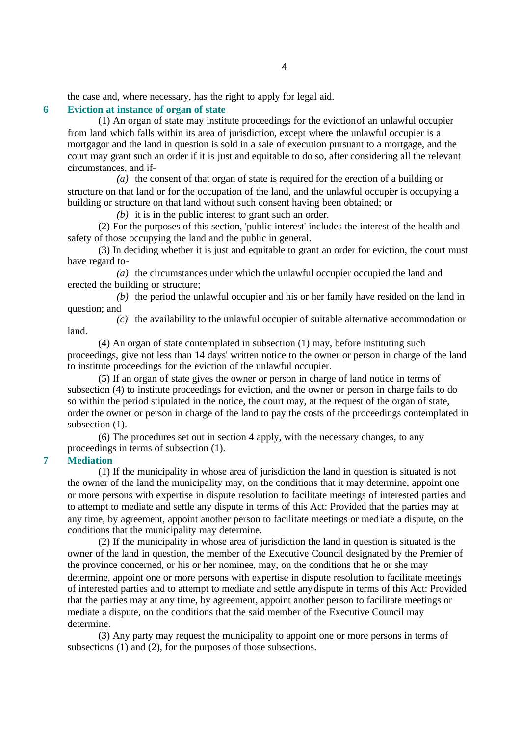the case and, where necessary, has the right to apply for legal aid.

## 6 Eviction at instance of organ of state

(1) An organ of state may institute proceedings for the eviction of an unlawful occupier from land which falls within its area of jurisdiction, except where the unlawful occupier is a mortgagor and the land in question is sold in a sale of execution pursuant to a mortgage, and the court may grant such an order if it is just and equitable to do so, after considering all the relevant circumstances, and if-

*(a)* the consent of that organ of state is required for the erection of a building or structure on that land or for the occupation of the land, and the unlawful occupier is occupying a building or structure on that land without such consent having been obtained; or

*(b)* it is in the public interest to grant such an order.

(2) For the purposes of this section, 'public interest' includes the interest of the health and safety of those occupying the land and the public in general.

(3) In deciding whether it is just and equitable to grant an order for eviction, the court must have regard to-

*(a)* the circumstances under which the unlawful occupier occupied the land and erected the building or structure;

*(b)* the period the unlawful occupier and his or her family have resided on the land in question; and

*(c)* the availability to the unlawful occupier of suitable alternative accommodation or land.

(4) An organ of state contemplated in subsection (1) may, before instituting such proceedings, give not less than 14 days' written notice to the owner or person in charge of the land to institute proceedings for the eviction of the unlawful occupier.

(5) If an organ of state gives the owner or person in charge of land notice in terms of subsection (4) to institute proceedings for eviction, and the owner or person in charge fails to do so within the period stipulated in the notice, the court may, at the request of the organ of state, order the owner or person in charge of the land to pay the costs of the proceedings contemplated in subsection (1).

(6) The procedures set out in section 4 apply, with the necessary changes, to any proceedings in terms of subsection (1).

## 7 Mediation

(1) If the municipality in whose area of jurisdiction the land in question is situated is not the owner of the land the municipality may, on the conditions that it may determine, appoint one or more persons with expertise in dispute resolution to facilitate meetings of interested parties and to attempt to mediate and settle any dispute in terms of this Act: Provided that the parties may at any time, by agreement, appoint another person to facilitate meetings or mediate a dispute, on the conditions that the municipality may determine.

(2) If the municipality in whose area of jurisdiction the land in question is situated is the owner of the land in question, the member of the Executive Council designated by the Premier of the province concerned, or his or her nominee, may, on the conditions that he or she may determine, appoint one or more persons with expertise in dispute resolution to facilitate meetings of interested parties and to attempt to mediate and settle any dispute in terms of this Act: Provided that the parties may at any time, by agreement, appoint another person to facilitate meetings or mediate a dispute, on the conditions that the said member of the Executive Council may determine.

(3) Any party may request the municipality to appoint one or more persons in terms of subsections (1) and (2), for the purposes of those subsections.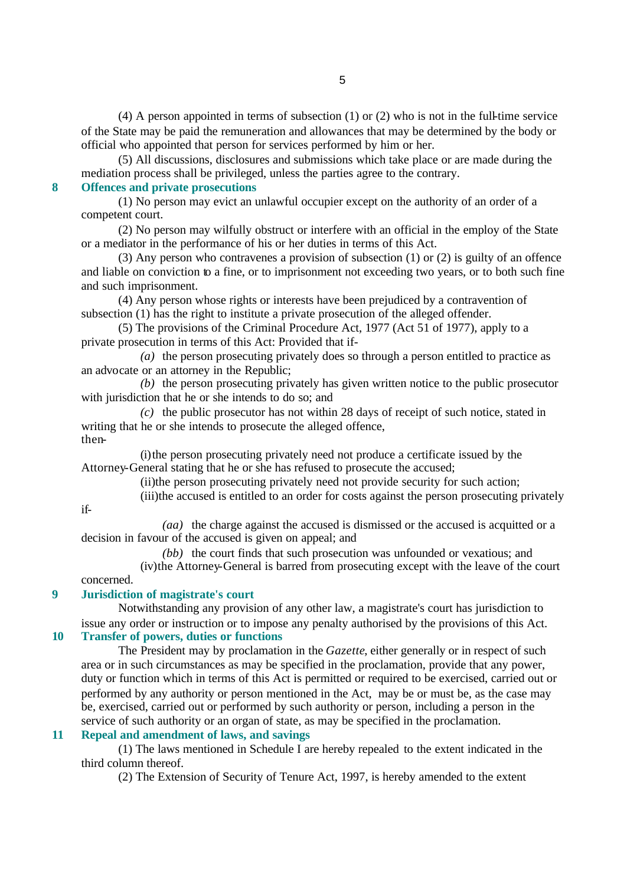(4) A person appointed in terms of subsection (1) or (2) who is not in the full-time service of the State may be paid the remuneration and allowances that may be determined by the body or official who appointed that person for services performed by him or her.

(5) All discussions, disclosures and submissions which take place or are made during the mediation process shall be privileged, unless the parties agree to the contrary.

## 8 Offences and private prosecutions

(1) No person may evict an unlawful occupier except on the authority of an order of a competent court.

(2) No person may wilfully obstruct or interfere with an official in the employ of the State or a mediator in the performance of his or her duties in terms of this Act.

(3) Any person who contravenes a provision of subsection (1) or (2) is guilty of an offence and liable on conviction to a fine, or to imprisonment not exceeding two years, or to both such fine and such imprisonment.

(4) Any person whose rights or interests have been prejudiced by a contravention of subsection (1) has the right to institute a private prosecution of the alleged offender.

(5) The provisions of the Criminal Procedure Act, 1977 (Act 51 of 1977), apply to a private prosecution in terms of this Act: Provided that if-

*(a)* the person prosecuting privately does so through a person entitled to practice as an advocate or an attorney in the Republic;

*(b)* the person prosecuting privately has given written notice to the public prosecutor with jurisdiction that he or she intends to do so; and

*(c)* the public prosecutor has not within 28 days of receipt of such notice, stated in writing that he or she intends to prosecute the alleged offence,

then-

(i) the person prosecuting privately need not produce a certificate issued by the Attorney-General stating that he or she has refused to prosecute the accused;

(ii) the person prosecuting privately need not provide security for such action;

(iii) the accused is entitled to an order for costs against the person prosecuting privately if-

*(aa)* the charge against the accused is dismissed or the accused is acquitted or a decision in favour of the accused is given on appeal; and

*(bb)* the court finds that such prosecution was unfounded or vexatious; and

(iv) the Attorney-General is barred from prosecuting except with the leave of the court concerned.

## 9 Jurisdiction of magistrate's court

Notwithstanding any provision of any other law, a magistrate's court has jurisdiction to issue any order or instruction or to impose any penalty authorised by the provisions of this Act.

## 10 Transfer of powers, duties or functions

The President may by proclamation in the *Gazette*, either generally or in respect of such area or in such circumstances as may be specified in the proclamation, provide that any power, duty or function which in terms of this Act is permitted or required to be exercised, carried out or performed by any authority or person mentioned in the Act, may be or must be, as the case may be, exercised, carried out or performed by such authority or person, including a person in the service of such authority or an organ of state, as may be specified in the proclamation.

## 11 Repeal and amendment of laws, and savings

(1) The laws mentioned in Schedule I are hereby repealed to the extent indicated in the third column thereof.

(2) The Extension of Security of Tenure Act, 1997, is hereby amended to the extent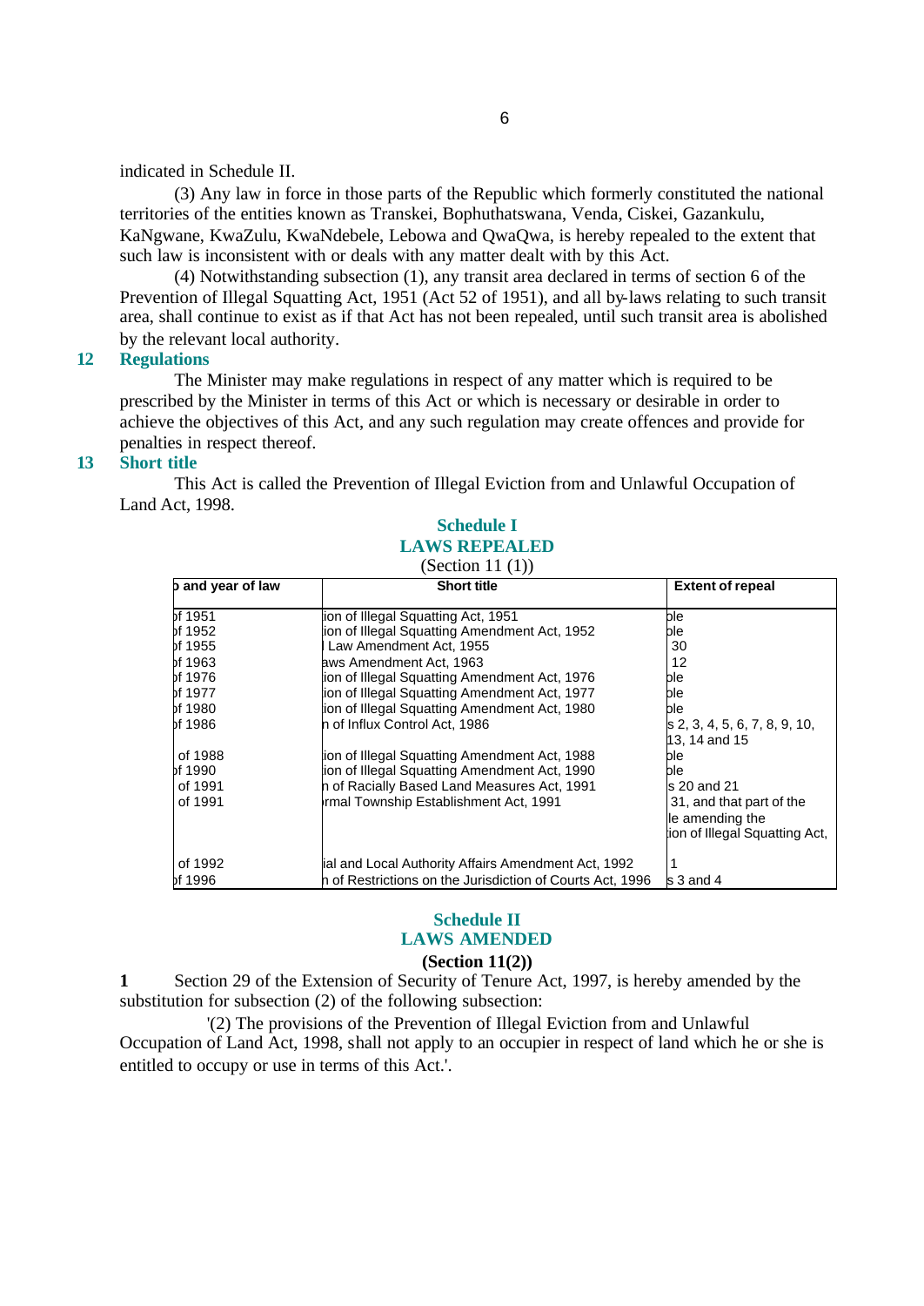indicated in Schedule II.

(3) Any law in force in those parts of the Republic which formerly constituted the national territories of the entities known as Transkei, Bophuthatswana, Venda, Ciskei, Gazankulu, KaNgwane, KwaZulu, KwaNdebele, Lebowa and QwaQwa, is hereby repealed to the extent that such law is inconsistent with or deals with any matter dealt with by this Act.

(4) Notwithstanding subsection (1), any transit area declared in terms of section 6 of the Prevention of Illegal Squatting Act, 1951 (Act 52 of 1951), and all by-laws relating to such transit area, shall continue to exist as if that Act has not been repealed, until such transit area is abolished by the relevant local authority.

## 12 Regulations

The Minister may make regulations in respect of any matter which is required to be prescribed by the Minister in terms of this Act or which is necessary or desirable in order to achieve the objectives of this Act, and any such regulation may create offences and provide for penalties in respect thereof.

## 13 Short title

This Act is called the Prevention of Illegal Eviction from and Unlawful Occupation of Land Act, 1998.

## Schedule I
## LAWS REPEALED

(Section 11 (1))

| o and year of law | Short title | Extent of repeal |
|---|---|---|
| of 1951 | ion of Illegal Squatting Act, 1951 | ole |
| of 1952 | ion of Illegal Squatting Amendment Act, 1952 | ole |
| of 1955 | Law Amendment Act, 1955 | 30 |
| of 1963 | aws Amendment Act, 1963 | 12 |
| of 1976 | ion of Illegal Squatting Amendment Act, 1976 | ole |
| of 1977 | ion of Illegal Squatting Amendment Act, 1977 | ole |
| of 1980 | ion of Illegal Squatting Amendment Act, 1980 | ole |
| of 1986 | n of Influx Control Act, 1986 | s 2, 3, 4, 5, 6, 7, 8, 9, 10, 13, 14 and 15 |
| of 1988 | ion of Illegal Squatting Amendment Act, 1988 | ole |
| of 1990 | ion of Illegal Squatting Amendment Act, 1990 | ole |
| of 1991 | n of Racially Based Land Measures Act, 1991 | s 20 and 21 |
| of 1991 | rmal Township Establishment Act, 1991 | 31, and that part of the le amending the ion of Illegal Squatting Act, |
| of 1992 | ial and Local Authority Affairs Amendment Act, 1992 | 1 |
| of 1996 | n of Restrictions on the Jurisdiction of Courts Act, 1996 | s 3 and 4 |

## Schedule II
## LAWS AMENDED

**(Section 11(2))**

**1** Section 29 of the Extension of Security of Tenure Act, 1997, is hereby amended by the substitution for subsection (2) of the following subsection:

'(2) The provisions of the Prevention of Illegal Eviction from and Unlawful Occupation of Land Act, 1998, shall not apply to an occupier in respect of land which he or she is entitled to occupy or use in terms of this Act.'.